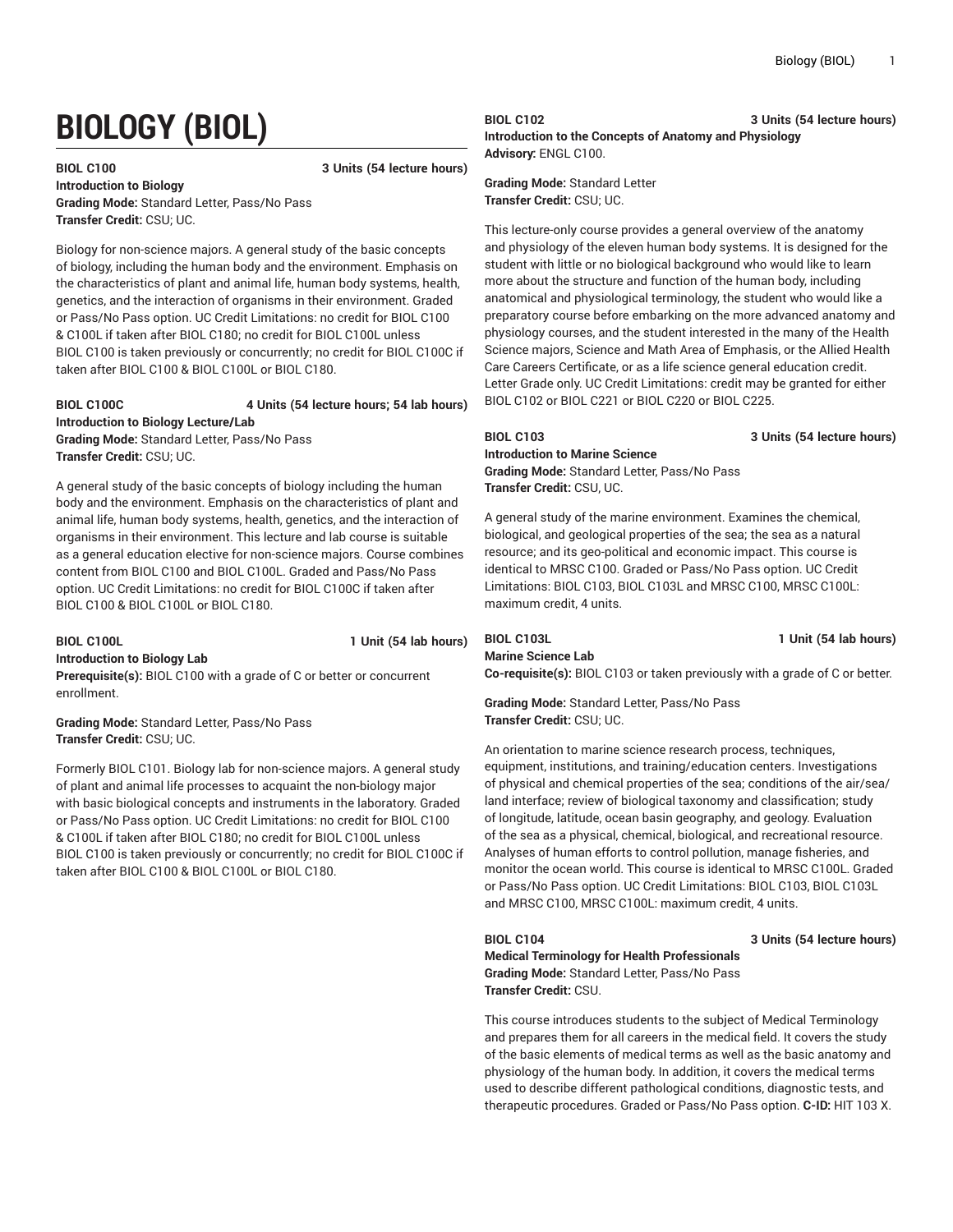# BIOLOGY (BIOL)

**BIOL C100** **3 Units (54 lecture hours)**
**Introduction to Biology**
**Grading Mode:** Standard Letter, Pass/No Pass
**Transfer Credit:** CSU; UC.

Biology for non-science majors. A general study of the basic concepts of biology, including the human body and the environment. Emphasis on the characteristics of plant and animal life, human body systems, health, genetics, and the interaction of organisms in their environment. Graded or Pass/No Pass option. UC Credit Limitations: no credit for BIOL C100 & C100L if taken after BIOL C180; no credit for BIOL C100L unless BIOL C100 is taken previously or concurrently; no credit for BIOL C100C if taken after BIOL C100 & BIOL C100L or BIOL C180.

**BIOL C100C** **4 Units (54 lecture hours; 54 lab hours)**
**Introduction to Biology Lecture/Lab**
**Grading Mode:** Standard Letter, Pass/No Pass
**Transfer Credit:** CSU; UC.

A general study of the basic concepts of biology including the human body and the environment. Emphasis on the characteristics of plant and animal life, human body systems, health, genetics, and the interaction of organisms in their environment. This lecture and lab course is suitable as a general education elective for non-science majors. Course combines content from BIOL C100 and BIOL C100L. Graded and Pass/No Pass option. UC Credit Limitations: no credit for BIOL C100C if taken after BIOL C100 & BIOL C100L or BIOL C180.

**BIOL C100L** **1 Unit (54 lab hours)**
**Introduction to Biology Lab**
**Prerequisite(s):** BIOL C100 with a grade of C or better or concurrent enrollment.

**Grading Mode:** Standard Letter, Pass/No Pass
**Transfer Credit:** CSU; UC.

Formerly BIOL C101. Biology lab for non-science majors. A general study of plant and animal life processes to acquaint the non-biology major with basic biological concepts and instruments in the laboratory. Graded or Pass/No Pass option. UC Credit Limitations: no credit for BIOL C100 & C100L if taken after BIOL C180; no credit for BIOL C100L unless BIOL C100 is taken previously or concurrently; no credit for BIOL C100C if taken after BIOL C100 & BIOL C100L or BIOL C180.

**BIOL C102** **3 Units (54 lecture hours)**
**Introduction to the Concepts of Anatomy and Physiology**
**Advisory:** ENGL C100.

**Grading Mode:** Standard Letter
**Transfer Credit:** CSU; UC.

This lecture-only course provides a general overview of the anatomy and physiology of the eleven human body systems. It is designed for the student with little or no biological background who would like to learn more about the structure and function of the human body, including anatomical and physiological terminology, the student who would like a preparatory course before embarking on the more advanced anatomy and physiology courses, and the student interested in the many of the Health Science majors, Science and Math Area of Emphasis, or the Allied Health Care Careers Certificate, or as a life science general education credit. Letter Grade only. UC Credit Limitations: credit may be granted for either BIOL C102 or BIOL C221 or BIOL C220 or BIOL C225.

**BIOL C103** **3 Units (54 lecture hours)**
**Introduction to Marine Science**
**Grading Mode:** Standard Letter, Pass/No Pass
**Transfer Credit:** CSU, UC.

A general study of the marine environment. Examines the chemical, biological, and geological properties of the sea; the sea as a natural resource; and its geo-political and economic impact. This course is identical to MRSC C100. Graded or Pass/No Pass option. UC Credit Limitations: BIOL C103, BIOL C103L and MRSC C100, MRSC C100L: maximum credit, 4 units.

**BIOL C103L** **1 Unit (54 lab hours)**
**Marine Science Lab**
**Co-requisite(s):** BIOL C103 or taken previously with a grade of C or better.

**Grading Mode:** Standard Letter, Pass/No Pass
**Transfer Credit:** CSU; UC.

An orientation to marine science research process, techniques, equipment, institutions, and training/education centers. Investigations of physical and chemical properties of the sea; conditions of the air/sea/land interface; review of biological taxonomy and classification; study of longitude, latitude, ocean basin geography, and geology. Evaluation of the sea as a physical, chemical, biological, and recreational resource. Analyses of human efforts to control pollution, manage fisheries, and monitor the ocean world. This course is identical to MRSC C100L. Graded or Pass/No Pass option. UC Credit Limitations: BIOL C103, BIOL C103L and MRSC C100, MRSC C100L: maximum credit, 4 units.

**BIOL C104** **3 Units (54 lecture hours)**
**Medical Terminology for Health Professionals**
**Grading Mode:** Standard Letter, Pass/No Pass
**Transfer Credit:** CSU.

This course introduces students to the subject of Medical Terminology and prepares them for all careers in the medical field. It covers the study of the basic elements of medical terms as well as the basic anatomy and physiology of the human body. In addition, it covers the medical terms used to describe different pathological conditions, diagnostic tests, and therapeutic procedures. Graded or Pass/No Pass option. **C-ID:** HIT 103 X.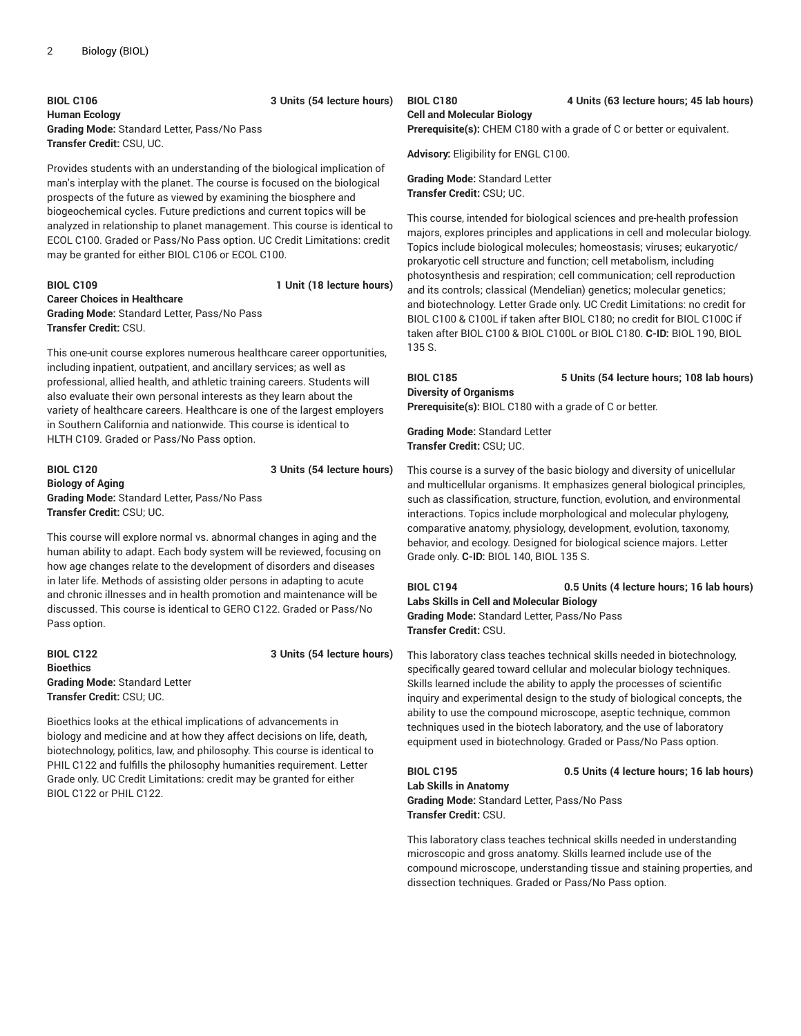**BIOL C106** **3 Units (54 lecture hours)**
**Human Ecology**
**Grading Mode:** Standard Letter, Pass/No Pass
**Transfer Credit:** CSU, UC.

Provides students with an understanding of the biological implication of man's interplay with the planet. The course is focused on the biological prospects of the future as viewed by examining the biosphere and biogeochemical cycles. Future predictions and current topics will be analyzed in relationship to planet management. This course is identical to ECOL C100. Graded or Pass/No Pass option. UC Credit Limitations: credit may be granted for either BIOL C106 or ECOL C100.

**BIOL C109** **1 Unit (18 lecture hours)**
**Career Choices in Healthcare**
**Grading Mode:** Standard Letter, Pass/No Pass
**Transfer Credit:** CSU.

This one-unit course explores numerous healthcare career opportunities, including inpatient, outpatient, and ancillary services; as well as professional, allied health, and athletic training careers. Students will also evaluate their own personal interests as they learn about the variety of healthcare careers. Healthcare is one of the largest employers in Southern California and nationwide. This course is identical to HLTH C109. Graded or Pass/No Pass option.

**BIOL C120** **3 Units (54 lecture hours)**
**Biology of Aging**
**Grading Mode:** Standard Letter, Pass/No Pass
**Transfer Credit:** CSU; UC.

This course will explore normal vs. abnormal changes in aging and the human ability to adapt. Each body system will be reviewed, focusing on how age changes relate to the development of disorders and diseases in later life. Methods of assisting older persons in adapting to acute and chronic illnesses and in health promotion and maintenance will be discussed. This course is identical to GERO C122. Graded or Pass/No Pass option.

**BIOL C122** **3 Units (54 lecture hours)**
**Bioethics**
**Grading Mode:** Standard Letter
**Transfer Credit:** CSU; UC.

Bioethics looks at the ethical implications of advancements in biology and medicine and at how they affect decisions on life, death, biotechnology, politics, law, and philosophy. This course is identical to PHIL C122 and fulfills the philosophy humanities requirement. Letter Grade only. UC Credit Limitations: credit may be granted for either BIOL C122 or PHIL C122.

**BIOL C180** **4 Units (63 lecture hours; 45 lab hours)**
**Cell and Molecular Biology**
**Prerequisite(s):** CHEM C180 with a grade of C or better or equivalent.

**Advisory:** Eligibility for ENGL C100.

**Grading Mode:** Standard Letter
**Transfer Credit:** CSU; UC.

This course, intended for biological sciences and pre-health profession majors, explores principles and applications in cell and molecular biology. Topics include biological molecules; homeostasis; viruses; eukaryotic/prokaryotic cell structure and function; cell metabolism, including photosynthesis and respiration; cell communication; cell reproduction and its controls; classical (Mendelian) genetics; molecular genetics; and biotechnology. Letter Grade only. UC Credit Limitations: no credit for BIOL C100 & C100L if taken after BIOL C180; no credit for BIOL C100C if taken after BIOL C100 & BIOL C100L or BIOL C180. **C-ID:** BIOL 190, BIOL 135 S.

**BIOL C185** **5 Units (54 lecture hours; 108 lab hours)**
**Diversity of Organisms**
**Prerequisite(s):** BIOL C180 with a grade of C or better.

**Grading Mode:** Standard Letter
**Transfer Credit:** CSU; UC.

This course is a survey of the basic biology and diversity of unicellular and multicellular organisms. It emphasizes general biological principles, such as classification, structure, function, evolution, and environmental interactions. Topics include morphological and molecular phylogeny, comparative anatomy, physiology, development, evolution, taxonomy, behavior, and ecology. Designed for biological science majors. Letter Grade only. **C-ID:** BIOL 140, BIOL 135 S.

**BIOL C194** **0.5 Units (4 lecture hours; 16 lab hours)**
**Labs Skills in Cell and Molecular Biology**
**Grading Mode:** Standard Letter, Pass/No Pass
**Transfer Credit:** CSU.

This laboratory class teaches technical skills needed in biotechnology, specifically geared toward cellular and molecular biology techniques. Skills learned include the ability to apply the processes of scientific inquiry and experimental design to the study of biological concepts, the ability to use the compound microscope, aseptic technique, common techniques used in the biotech laboratory, and the use of laboratory equipment used in biotechnology. Graded or Pass/No Pass option.

**BIOL C195** **0.5 Units (4 lecture hours; 16 lab hours)**
**Lab Skills in Anatomy**
**Grading Mode:** Standard Letter, Pass/No Pass
**Transfer Credit:** CSU.

This laboratory class teaches technical skills needed in understanding microscopic and gross anatomy. Skills learned include use of the compound microscope, understanding tissue and staining properties, and dissection techniques. Graded or Pass/No Pass option.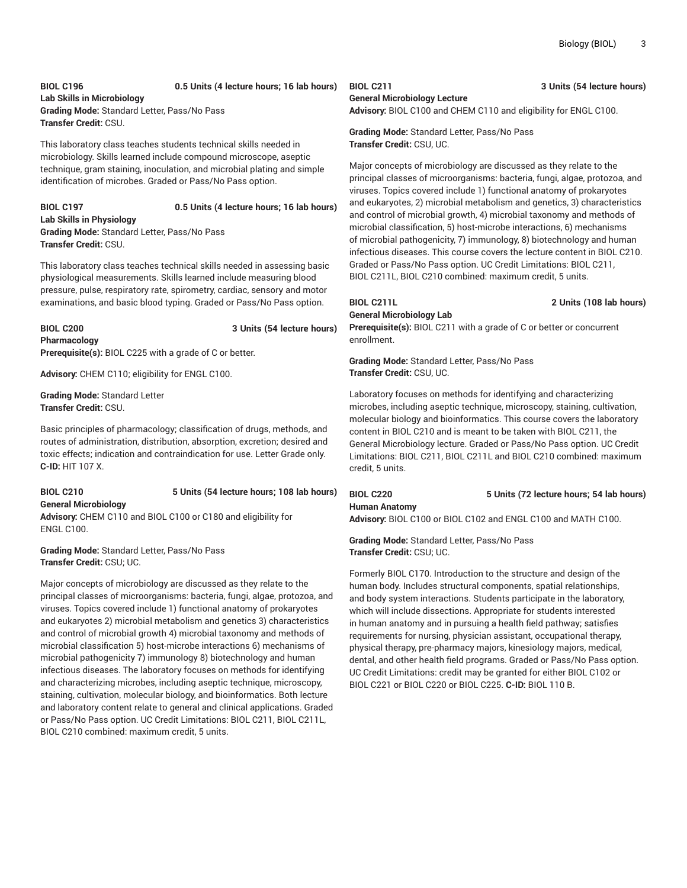**BIOL C196 0.5 Units (4 lecture hours; 16 lab hours)**
**Lab Skills in Microbiology**
**Grading Mode:** Standard Letter, Pass/No Pass
**Transfer Credit:** CSU.

This laboratory class teaches students technical skills needed in microbiology. Skills learned include compound microscope, aseptic technique, gram staining, inoculation, and microbial plating and simple identification of microbes. Graded or Pass/No Pass option.

**BIOL C197 0.5 Units (4 lecture hours; 16 lab hours)**
**Lab Skills in Physiology**
**Grading Mode:** Standard Letter, Pass/No Pass
**Transfer Credit:** CSU.

This laboratory class teaches technical skills needed in assessing basic physiological measurements. Skills learned include measuring blood pressure, pulse, respiratory rate, spirometry, cardiac, sensory and motor examinations, and basic blood typing. Graded or Pass/No Pass option.

**BIOL C200 3 Units (54 lecture hours)**
**Pharmacology**
**Prerequisite(s):** BIOL C225 with a grade of C or better.

**Advisory:** CHEM C110; eligibility for ENGL C100.

**Grading Mode:** Standard Letter
**Transfer Credit:** CSU.

Basic principles of pharmacology; classification of drugs, methods, and routes of administration, distribution, absorption, excretion; desired and toxic effects; indication and contraindication for use. Letter Grade only. **C-ID:** HIT 107 X.

**BIOL C210 5 Units (54 lecture hours; 108 lab hours)**
**General Microbiology**
**Advisory:** CHEM C110 and BIOL C100 or C180 and eligibility for ENGL C100.

**Grading Mode:** Standard Letter, Pass/No Pass
**Transfer Credit:** CSU; UC.

Major concepts of microbiology are discussed as they relate to the principal classes of microorganisms: bacteria, fungi, algae, protozoa, and viruses. Topics covered include 1) functional anatomy of prokaryotes and eukaryotes 2) microbial metabolism and genetics 3) characteristics and control of microbial growth 4) microbial taxonomy and methods of microbial classification 5) host-microbe interactions 6) mechanisms of microbial pathogenicity 7) immunology 8) biotechnology and human infectious diseases. The laboratory focuses on methods for identifying and characterizing microbes, including aseptic technique, microscopy, staining, cultivation, molecular biology, and bioinformatics. Both lecture and laboratory content relate to general and clinical applications. Graded or Pass/No Pass option. UC Credit Limitations: BIOL C211, BIOL C211L, BIOL C210 combined: maximum credit, 5 units.

**BIOL C211 3 Units (54 lecture hours)**
**General Microbiology Lecture**
**Advisory:** BIOL C100 and CHEM C110 and eligibility for ENGL C100.

**Grading Mode:** Standard Letter, Pass/No Pass
**Transfer Credit:** CSU, UC.

Major concepts of microbiology are discussed as they relate to the principal classes of microorganisms: bacteria, fungi, algae, protozoa, and viruses. Topics covered include 1) functional anatomy of prokaryotes and eukaryotes, 2) microbial metabolism and genetics, 3) characteristics and control of microbial growth, 4) microbial taxonomy and methods of microbial classification, 5) host-microbe interactions, 6) mechanisms of microbial pathogenicity, 7) immunology, 8) biotechnology and human infectious diseases. This course covers the lecture content in BIOL C210. Graded or Pass/No Pass option. UC Credit Limitations: BIOL C211, BIOL C211L, BIOL C210 combined: maximum credit, 5 units.

**BIOL C211L 2 Units (108 lab hours)**
**General Microbiology Lab**
**Prerequisite(s):** BIOL C211 with a grade of C or better or concurrent enrollment.

**Grading Mode:** Standard Letter, Pass/No Pass
**Transfer Credit:** CSU, UC.

Laboratory focuses on methods for identifying and characterizing microbes, including aseptic technique, microscopy, staining, cultivation, molecular biology and bioinformatics. This course covers the laboratory content in BIOL C210 and is meant to be taken with BIOL C211, the General Microbiology lecture. Graded or Pass/No Pass option. UC Credit Limitations: BIOL C211, BIOL C211L and BIOL C210 combined: maximum credit, 5 units.

**BIOL C220 5 Units (72 lecture hours; 54 lab hours)**
**Human Anatomy**
**Advisory:** BIOL C100 or BIOL C102 and ENGL C100 and MATH C100.

**Grading Mode:** Standard Letter, Pass/No Pass
**Transfer Credit:** CSU; UC.

Formerly BIOL C170. Introduction to the structure and design of the human body. Includes structural components, spatial relationships, and body system interactions. Students participate in the laboratory, which will include dissections. Appropriate for students interested in human anatomy and in pursuing a health field pathway; satisfies requirements for nursing, physician assistant, occupational therapy, physical therapy, pre-pharmacy majors, kinesiology majors, medical, dental, and other health field programs. Graded or Pass/No Pass option. UC Credit Limitations: credit may be granted for either BIOL C102 or BIOL C221 or BIOL C220 or BIOL C225. **C-ID:** BIOL 110 B.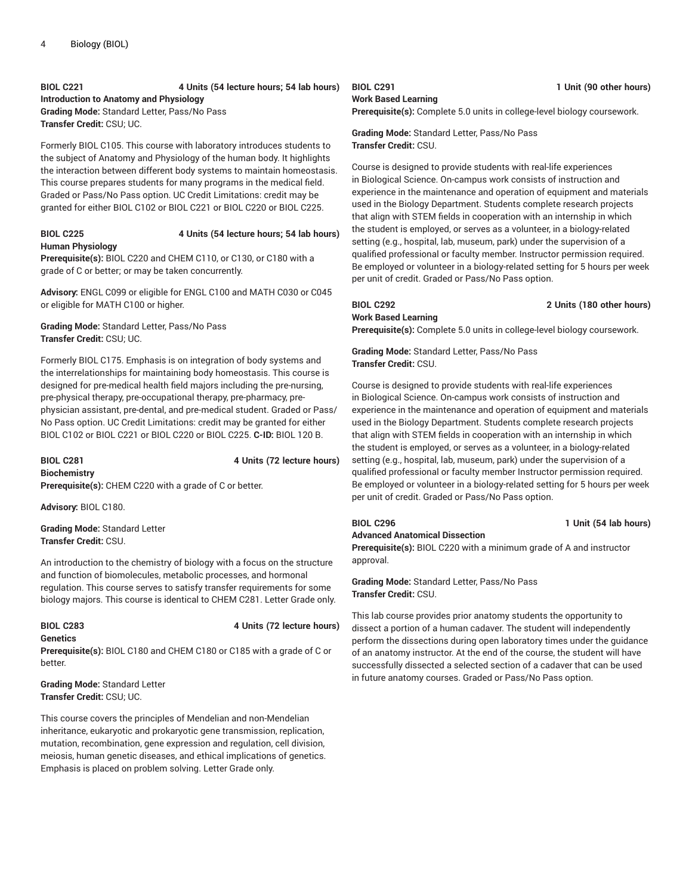**BIOL C221** **4 Units (54 lecture hours; 54 lab hours)**
**Introduction to Anatomy and Physiology**
**Grading Mode:** Standard Letter, Pass/No Pass
**Transfer Credit:** CSU; UC.

Formerly BIOL C105. This course with laboratory introduces students to the subject of Anatomy and Physiology of the human body. It highlights the interaction between different body systems to maintain homeostasis. This course prepares students for many programs in the medical field. Graded or Pass/No Pass option. UC Credit Limitations: credit may be granted for either BIOL C102 or BIOL C221 or BIOL C220 or BIOL C225.

**BIOL C225** **4 Units (54 lecture hours; 54 lab hours)**
**Human Physiology**
**Prerequisite(s):** BIOL C220 and CHEM C110, or C130, or C180 with a grade of C or better; or may be taken concurrently.

**Advisory:** ENGL C099 or eligible for ENGL C100 and MATH C030 or C045 or eligible for MATH C100 or higher.

**Grading Mode:** Standard Letter, Pass/No Pass
**Transfer Credit:** CSU; UC.

Formerly BIOL C175. Emphasis is on integration of body systems and the interrelationships for maintaining body homeostasis. This course is designed for pre-medical health field majors including the pre-nursing, pre-physical therapy, pre-occupational therapy, pre-pharmacy, pre-physician assistant, pre-dental, and pre-medical student. Graded or Pass/No Pass option. UC Credit Limitations: credit may be granted for either BIOL C102 or BIOL C221 or BIOL C220 or BIOL C225. **C-ID:** BIOL 120 B.

**BIOL C281** **4 Units (72 lecture hours)**
**Biochemistry**
**Prerequisite(s):** CHEM C220 with a grade of C or better.

**Advisory:** BIOL C180.

**Grading Mode:** Standard Letter
**Transfer Credit:** CSU.

An introduction to the chemistry of biology with a focus on the structure and function of biomolecules, metabolic processes, and hormonal regulation. This course serves to satisfy transfer requirements for some biology majors. This course is identical to CHEM C281. Letter Grade only.

**BIOL C283** **4 Units (72 lecture hours)**
**Genetics**
**Prerequisite(s):** BIOL C180 and CHEM C180 or C185 with a grade of C or better.

**Grading Mode:** Standard Letter
**Transfer Credit:** CSU; UC.

This course covers the principles of Mendelian and non-Mendelian inheritance, eukaryotic and prokaryotic gene transmission, replication, mutation, recombination, gene expression and regulation, cell division, meiosis, human genetic diseases, and ethical implications of genetics. Emphasis is placed on problem solving. Letter Grade only.

**BIOL C291** **1 Unit (90 other hours)**
**Work Based Learning**
**Prerequisite(s):** Complete 5.0 units in college-level biology coursework.

**Grading Mode:** Standard Letter, Pass/No Pass
**Transfer Credit:** CSU.

Course is designed to provide students with real-life experiences in Biological Science. On-campus work consists of instruction and experience in the maintenance and operation of equipment and materials used in the Biology Department. Students complete research projects that align with STEM fields in cooperation with an internship in which the student is employed, or serves as a volunteer, in a biology-related setting (e.g., hospital, lab, museum, park) under the supervision of a qualified professional or faculty member. Instructor permission required. Be employed or volunteer in a biology-related setting for 5 hours per week per unit of credit. Graded or Pass/No Pass option.

**BIOL C292** **2 Units (180 other hours)**
**Work Based Learning**
**Prerequisite(s):** Complete 5.0 units in college-level biology coursework.

**Grading Mode:** Standard Letter, Pass/No Pass
**Transfer Credit:** CSU.

Course is designed to provide students with real-life experiences in Biological Science. On-campus work consists of instruction and experience in the maintenance and operation of equipment and materials used in the Biology Department. Students complete research projects that align with STEM fields in cooperation with an internship in which the student is employed, or serves as a volunteer, in a biology-related setting (e.g., hospital, lab, museum, park) under the supervision of a qualified professional or faculty member Instructor permission required. Be employed or volunteer in a biology-related setting for 5 hours per week per unit of credit. Graded or Pass/No Pass option.

**BIOL C296** **1 Unit (54 lab hours)**
**Advanced Anatomical Dissection**
**Prerequisite(s):** BIOL C220 with a minimum grade of A and instructor approval.

**Grading Mode:** Standard Letter, Pass/No Pass
**Transfer Credit:** CSU.

This lab course provides prior anatomy students the opportunity to dissect a portion of a human cadaver. The student will independently perform the dissections during open laboratory times under the guidance of an anatomy instructor. At the end of the course, the student will have successfully dissected a selected section of a cadaver that can be used in future anatomy courses. Graded or Pass/No Pass option.